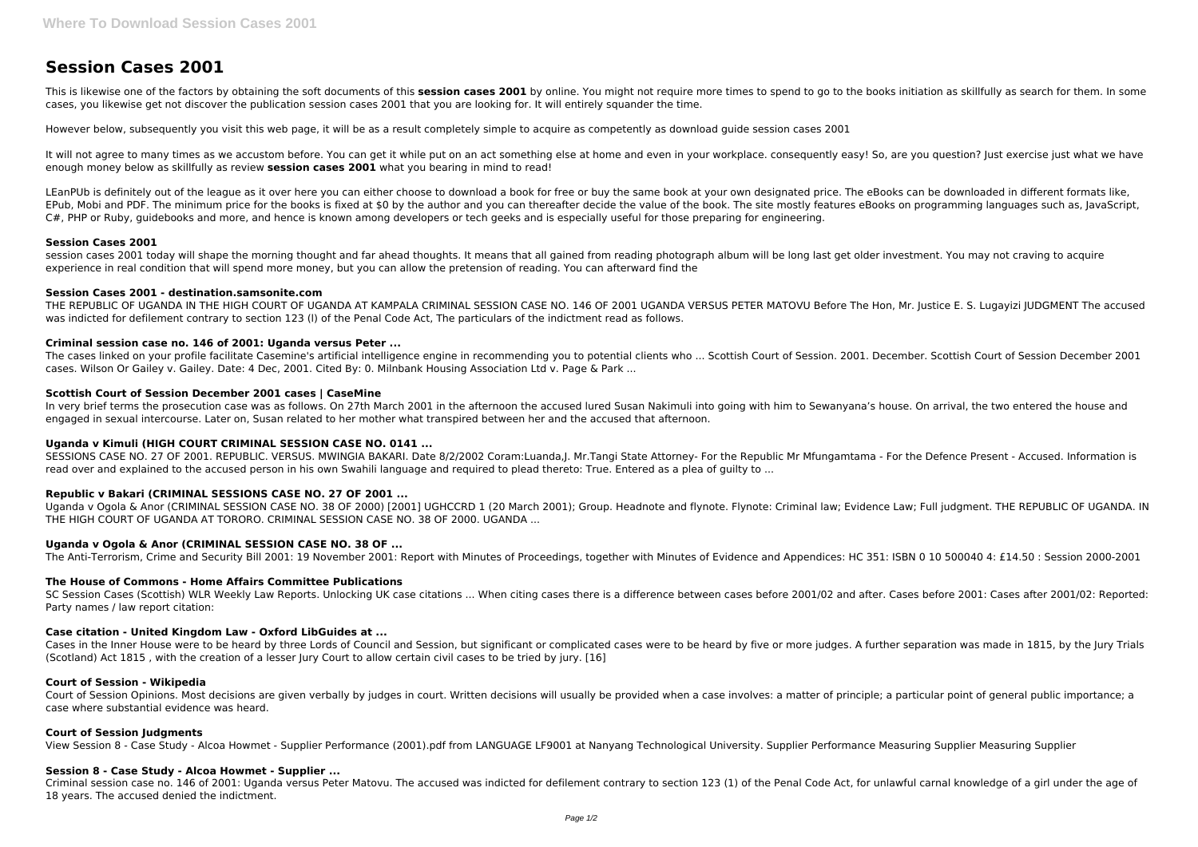# Session Cases 2001

This is likewise one of the factors by obtaining the soft documents of this **session cases 2001** by online. You might not require more times to spend to go to the books initiation as skillfully as search for them. In some cases, you likewise get not discover the publication session cases 2001 that you are looking for. It will entirely squander the time.

However below, subsequently you visit this web page, it will be as a result completely simple to acquire as competently as download guide session cases 2001

It will not agree to many times as we accustom before. You can get it while put on an act something else at home and even in your workplace. consequently easy! So, are you question? Just exercise just what we have enough money below as skillfully as review **session cases 2001** what you bearing in mind to read!

LEanPUb is definitely out of the league as it over here you can either choose to download a book for free or buy the same book at your own designated price. The eBooks can be downloaded in different formats like, EPub, Mobi and PDF. The minimum price for the books is fixed at $0 by the author and you can thereafter decide the value of the book. The site mostly features eBooks on programming languages such as, JavaScript, C#, PHP or Ruby, guidebooks and more, and hence is known among developers or tech geeks and is especially useful for those preparing for engineering.

### Session Cases 2001

session cases 2001 today will shape the morning thought and far ahead thoughts. It means that all gained from reading photograph album will be long last get older investment. You may not craving to acquire experience in real condition that will spend more money, but you can allow the pretension of reading. You can afterward find the

### Session Cases 2001 - destination.samsonite.com

THE REPUBLIC OF UGANDA IN THE HIGH COURT OF UGANDA AT KAMPALA CRIMINAL SESSION CASE NO. 146 OF 2001 UGANDA VERSUS PETER MATOVU Before The Hon, Mr. Justice E. S. Lugayizi JUDGMENT The accused was indicted for defilement contrary to section 123 (l) of the Penal Code Act, The particulars of the indictment read as follows.

### Criminal session case no. 146 of 2001: Uganda versus Peter ...

The cases linked on your profile facilitate Casemine's artificial intelligence engine in recommending you to potential clients who ... Scottish Court of Session. 2001. December. Scottish Court of Session December 2001 cases. Wilson Or Gailey v. Gailey. Date: 4 Dec, 2001. Cited By: 0. Milnbank Housing Association Ltd v. Page & Park ...

### Scottish Court of Session December 2001 cases | CaseMine

In very brief terms the prosecution case was as follows. On 27th March 2001 in the afternoon the accused lured Susan Nakimuli into going with him to Sewanyana's house. On arrival, the two entered the house and engaged in sexual intercourse. Later on, Susan related to her mother what transpired between her and the accused that afternoon.

### Uganda v Kimuli (HIGH COURT CRIMINAL SESSION CASE NO. 0141 ...

SESSIONS CASE NO. 27 OF 2001. REPUBLIC. VERSUS. MWINGIA BAKARI. Date 8/2/2002 Coram:Luanda,J. Mr.Tangi State Attorney- For the Republic Mr Mfungamtama - For the Defence Present - Accused. Information is read over and explained to the accused person in his own Swahili language and required to plead thereto: True. Entered as a plea of guilty to ...

### Republic v Bakari (CRIMINAL SESSIONS CASE NO. 27 OF 2001 ...

Uganda v Ogola & Anor (CRIMINAL SESSION CASE NO. 38 OF 2000) [2001] UGHCCRD 1 (20 March 2001); Group. Headnote and flynote. Flynote: Criminal law; Evidence Law; Full judgment. THE REPUBLIC OF UGANDA. IN THE HIGH COURT OF UGANDA AT TORORO. CRIMINAL SESSION CASE NO. 38 OF 2000. UGANDA ...

### Uganda v Ogola & Anor (CRIMINAL SESSION CASE NO. 38 OF ...

The Anti-Terrorism, Crime and Security Bill 2001: 19 November 2001: Report with Minutes of Proceedings, together with Minutes of Evidence and Appendices: HC 351: ISBN 0 10 500040 4: £14.50 : Session 2000-2001

### The House of Commons - Home Affairs Committee Publications

SC Session Cases (Scottish) WLR Weekly Law Reports. Unlocking UK case citations ... When citing cases there is a difference between cases before 2001/02 and after. Cases before 2001: Cases after 2001/02: Reported: Party names / law report citation:

### Case citation - United Kingdom Law - Oxford LibGuides at ...

Cases in the Inner House were to be heard by three Lords of Council and Session, but significant or complicated cases were to be heard by five or more judges. A further separation was made in 1815, by the Jury Trials (Scotland) Act 1815 , with the creation of a lesser Jury Court to allow certain civil cases to be tried by jury. [16]

### Court of Session - Wikipedia

Court of Session Opinions. Most decisions are given verbally by judges in court. Written decisions will usually be provided when a case involves: a matter of principle; a particular point of general public importance; a case where substantial evidence was heard.

### Court of Session Judgments

View Session 8 - Case Study - Alcoa Howmet - Supplier Performance (2001).pdf from LANGUAGE LF9001 at Nanyang Technological University. Supplier Performance Measuring Supplier Measuring Supplier

### Session 8 - Case Study - Alcoa Howmet - Supplier ...

Criminal session case no. 146 of 2001: Uganda versus Peter Matovu. The accused was indicted for defilement contrary to section 123 (1) of the Penal Code Act, for unlawful carnal knowledge of a girl under the age of 18 years. The accused denied the indictment.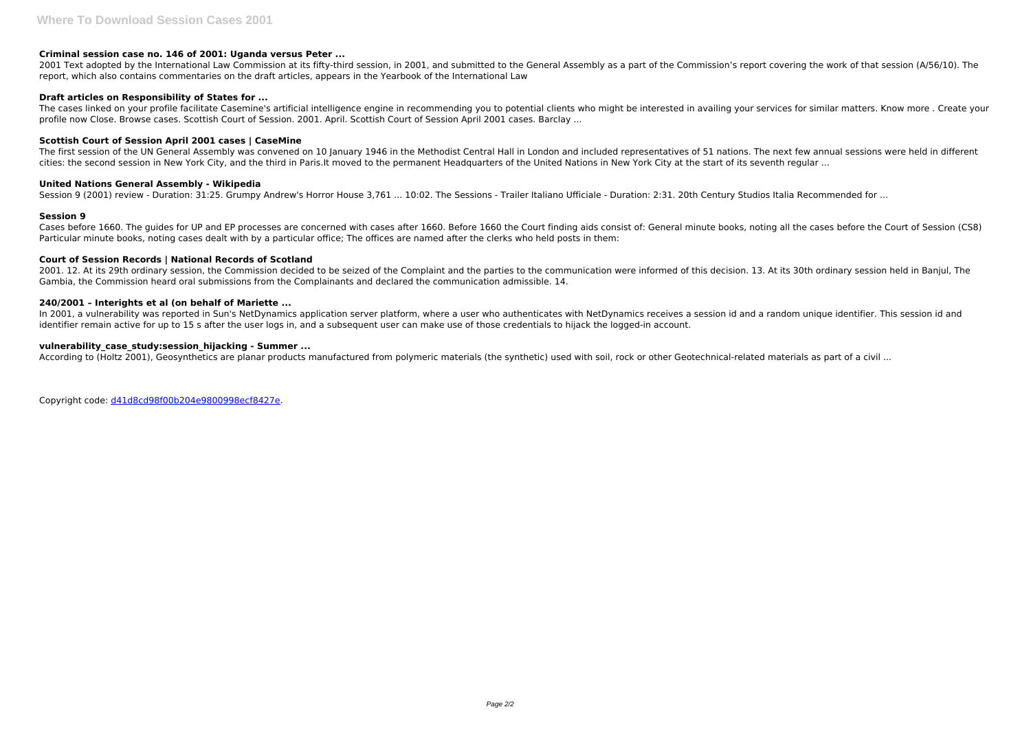### Criminal session case no. 146 of 2001: Uganda versus Peter ...

2001 Text adopted by the International Law Commission at its fifty-third session, in 2001, and submitted to the General Assembly as a part of the Commission's report covering the work of that session (A/56/10). The report, which also contains commentaries on the draft articles, appears in the Yearbook of the International Law

### Draft articles on Responsibility of States for ...

The cases linked on your profile facilitate Casemine's artificial intelligence engine in recommending you to potential clients who might be interested in availing your services for similar matters. Know more . Create your profile now Close. Browse cases. Scottish Court of Session. 2001. April. Scottish Court of Session April 2001 cases. Barclay ...

### Scottish Court of Session April 2001 cases | CaseMine

The first session of the UN General Assembly was convened on 10 January 1946 in the Methodist Central Hall in London and included representatives of 51 nations. The next few annual sessions were held in different cities: the second session in New York City, and the third in Paris.It moved to the permanent Headquarters of the United Nations in New York City at the start of its seventh regular ...

### United Nations General Assembly - Wikipedia

Session 9 (2001) review - Duration: 31:25. Grumpy Andrew's Horror House 3,761 ... 10:02. The Sessions - Trailer Italiano Ufficiale - Duration: 2:31. 20th Century Studios Italia Recommended for ...

### Session 9

Cases before 1660. The guides for UP and EP processes are concerned with cases after 1660. Before 1660 the Court finding aids consist of: General minute books, noting all the cases before the Court of Session (CS8) Particular minute books, noting cases dealt with by a particular office; The offices are named after the clerks who held posts in them:

### Court of Session Records | National Records of Scotland

2001. 12. At its 29th ordinary session, the Commission decided to be seized of the Complaint and the parties to the communication were informed of this decision. 13. At its 30th ordinary session held in Banjul, The Gambia, the Commission heard oral submissions from the Complainants and declared the communication admissible. 14.

### 240/2001 – Interights et al (on behalf of Mariette ...

In 2001, a vulnerability was reported in Sun's NetDynamics application server platform, where a user who authenticates with NetDynamics receives a session id and a random unique identifier. This session id and identifier remain active for up to 15 s after the user logs in, and a subsequent user can make use of those credentials to hijack the logged-in account.

### vulnerability_case_study:session_hijacking - Summer ...

According to (Holtz 2001), Geosynthetics are planar products manufactured from polymeric materials (the synthetic) used with soil, rock or other Geotechnical-related materials as part of a civil ...

Copyright code: [d41d8cd98f00b204e9800998ecf8427e](d41d8cd98f00b204e9800998ecf8427e).